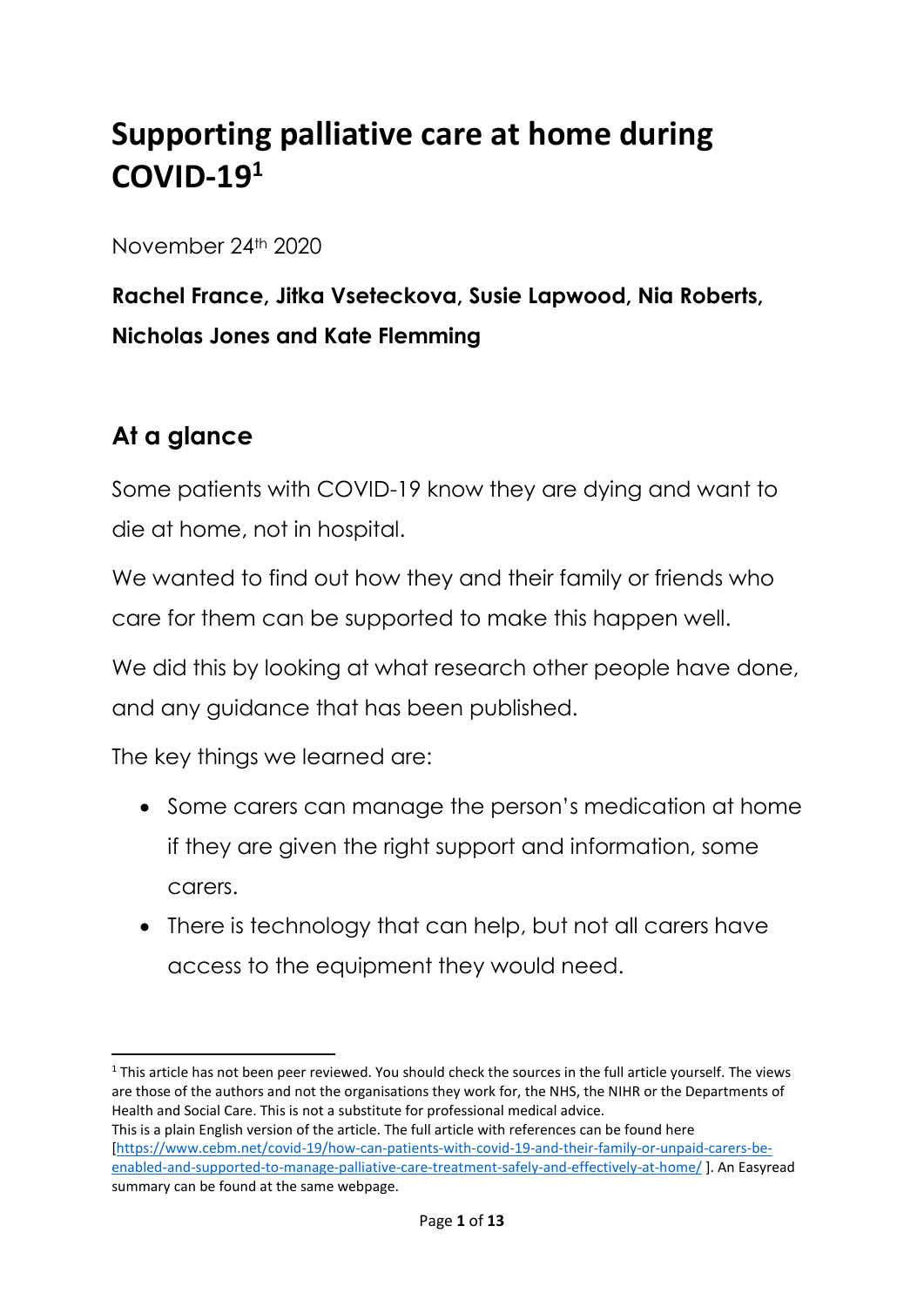# Supporting palliative care at home during COVID-19[1]

November 24th 2020

**Rachel France, Jitka Vseteckova, Susie Lapwood, Nia Roberts, Nicholas Jones and Kate Flemming**

## At a glance

Some patients with COVID-19 know they are dying and want to die at home, not in hospital.

We wanted to find out how they and their family or friends who care for them can be supported to make this happen well.

We did this by looking at what research other people have done, and any guidance that has been published.

The key things we learned are:

- Some carers can manage the person's medication at home if they are given the right support and information, some carers.
- There is technology that can help, but not all carers have access to the equipment they would need.

---

[1] This article has not been peer reviewed. You should check the sources in the full article yourself. The views are those of the authors and not the organisations they work for, the NHS, the NIHR or the Departments of Health and Social Care. This is not a substitute for professional medical advice.
This is a plain English version of the article. The full article with references can be found here [https://www.cebm.net/covid-19/how-can-patients-with-covid-19-and-their-family-or-unpaid-carers-be-enabled-and-supported-to-manage-palliative-care-treatment-safely-and-effectively-at-home/ ]. An Easyread summary can be found at the same webpage.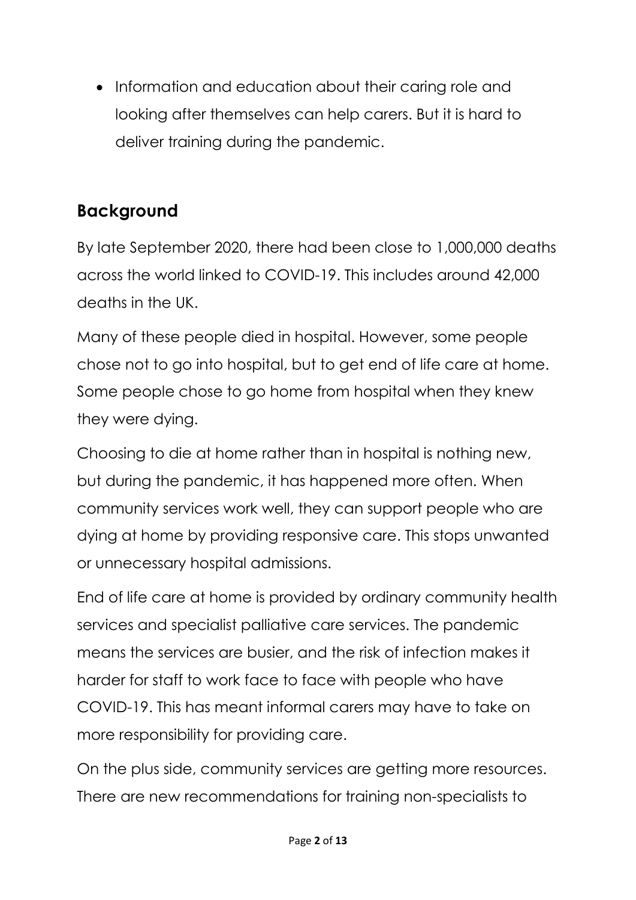- Information and education about their caring role and looking after themselves can help carers. But it is hard to deliver training during the pandemic.

## Background

By late September 2020, there had been close to 1,000,000 deaths across the world linked to COVID-19. This includes around 42,000 deaths in the UK.

Many of these people died in hospital. However, some people chose not to go into hospital, but to get end of life care at home. Some people chose to go home from hospital when they knew they were dying.

Choosing to die at home rather than in hospital is nothing new, but during the pandemic, it has happened more often. When community services work well, they can support people who are dying at home by providing responsive care. This stops unwanted or unnecessary hospital admissions.

End of life care at home is provided by ordinary community health services and specialist palliative care services. The pandemic means the services are busier, and the risk of infection makes it harder for staff to work face to face with people who have COVID-19. This has meant informal carers may have to take on more responsibility for providing care.

On the plus side, community services are getting more resources. There are new recommendations for training non-specialists to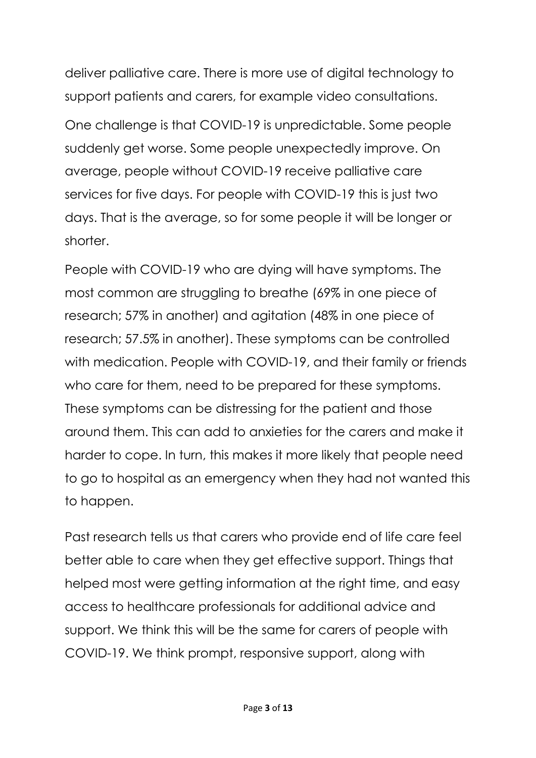deliver palliative care. There is more use of digital technology to support patients and carers, for example video consultations.

One challenge is that COVID-19 is unpredictable. Some people suddenly get worse. Some people unexpectedly improve. On average, people without COVID-19 receive palliative care services for five days. For people with COVID-19 this is just two days. That is the average, so for some people it will be longer or shorter.

People with COVID-19 who are dying will have symptoms. The most common are struggling to breathe (69% in one piece of research; 57% in another) and agitation (48% in one piece of research; 57.5% in another). These symptoms can be controlled with medication. People with COVID-19, and their family or friends who care for them, need to be prepared for these symptoms. These symptoms can be distressing for the patient and those around them. This can add to anxieties for the carers and make it harder to cope. In turn, this makes it more likely that people need to go to hospital as an emergency when they had not wanted this to happen.

Past research tells us that carers who provide end of life care feel better able to care when they get effective support. Things that helped most were getting information at the right time, and easy access to healthcare professionals for additional advice and support. We think this will be the same for carers of people with COVID-19. We think prompt, responsive support, along with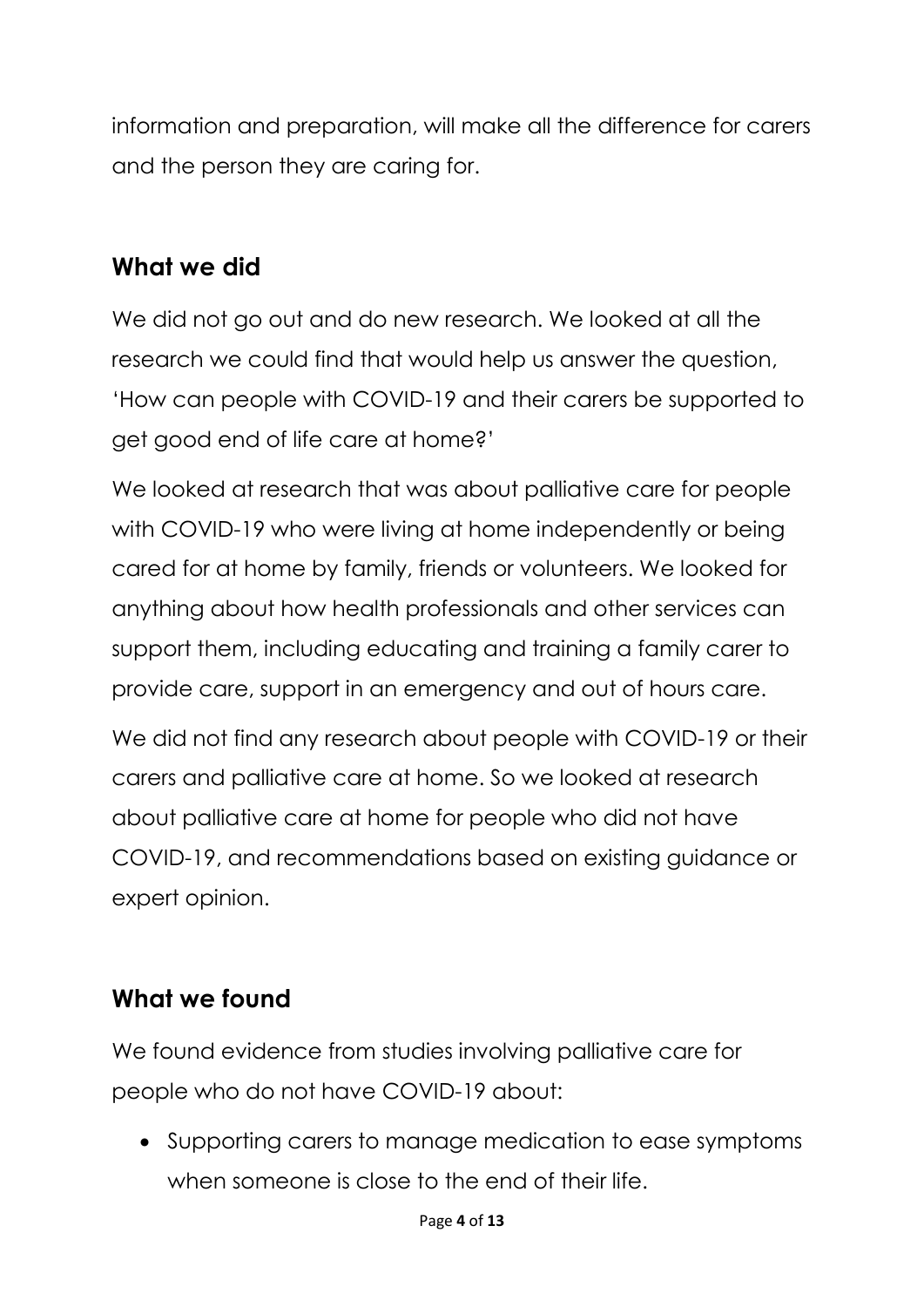information and preparation, will make all the difference for carers and the person they are caring for.

## What we did

We did not go out and do new research. We looked at all the research we could find that would help us answer the question, 'How can people with COVID-19 and their carers be supported to get good end of life care at home?'

We looked at research that was about palliative care for people with COVID-19 who were living at home independently or being cared for at home by family, friends or volunteers. We looked for anything about how health professionals and other services can support them, including educating and training a family carer to provide care, support in an emergency and out of hours care.

We did not find any research about people with COVID-19 or their carers and palliative care at home. So we looked at research about palliative care at home for people who did not have COVID-19, and recommendations based on existing guidance or expert opinion.

## What we found

We found evidence from studies involving palliative care for people who do not have COVID-19 about:

- Supporting carers to manage medication to ease symptoms when someone is close to the end of their life.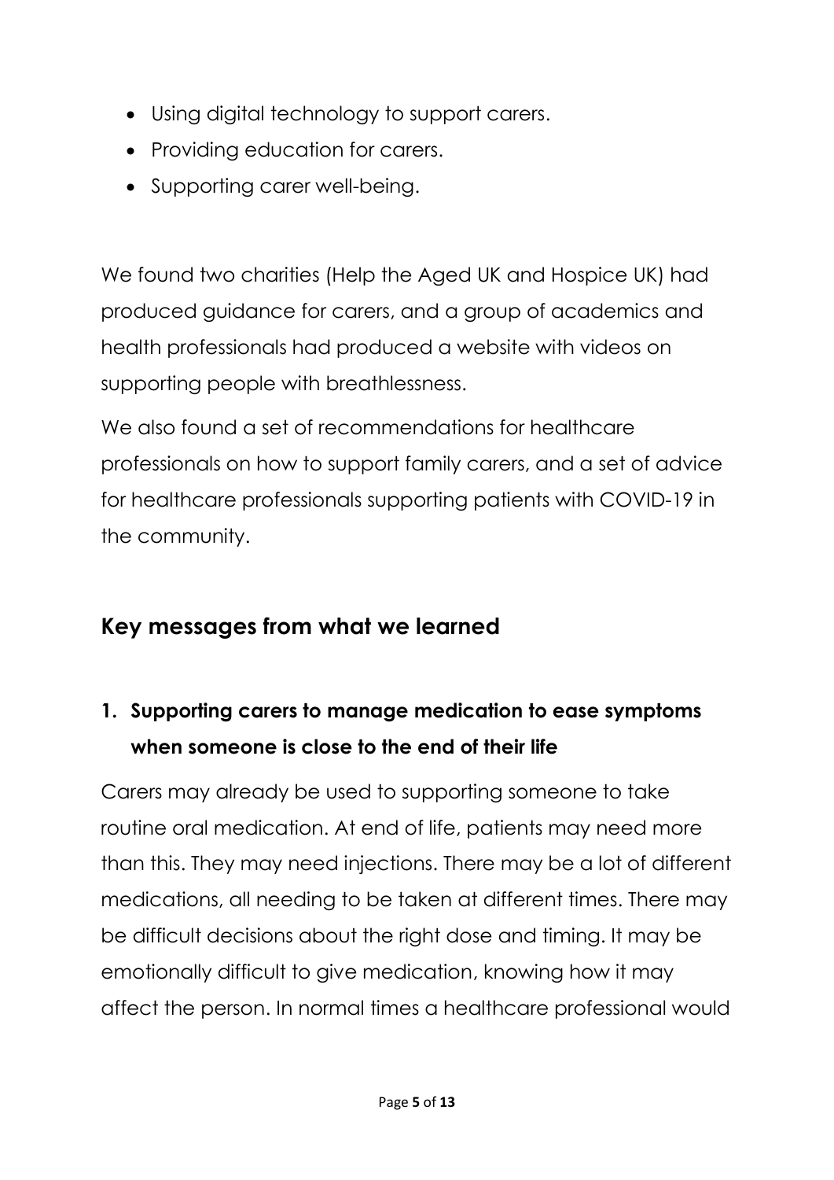- Using digital technology to support carers.
- Providing education for carers.
- Supporting carer well-being.

We found two charities (Help the Aged UK and Hospice UK) had produced guidance for carers, and a group of academics and health professionals had produced a website with videos on supporting people with breathlessness.

We also found a set of recommendations for healthcare professionals on how to support family carers, and a set of advice for healthcare professionals supporting patients with COVID-19 in the community.

## Key messages from what we learned

### 1. Supporting carers to manage medication to ease symptoms when someone is close to the end of their life

Carers may already be used to supporting someone to take routine oral medication. At end of life, patients may need more than this. They may need injections. There may be a lot of different medications, all needing to be taken at different times. There may be difficult decisions about the right dose and timing. It may be emotionally difficult to give medication, knowing how it may affect the person. In normal times a healthcare professional would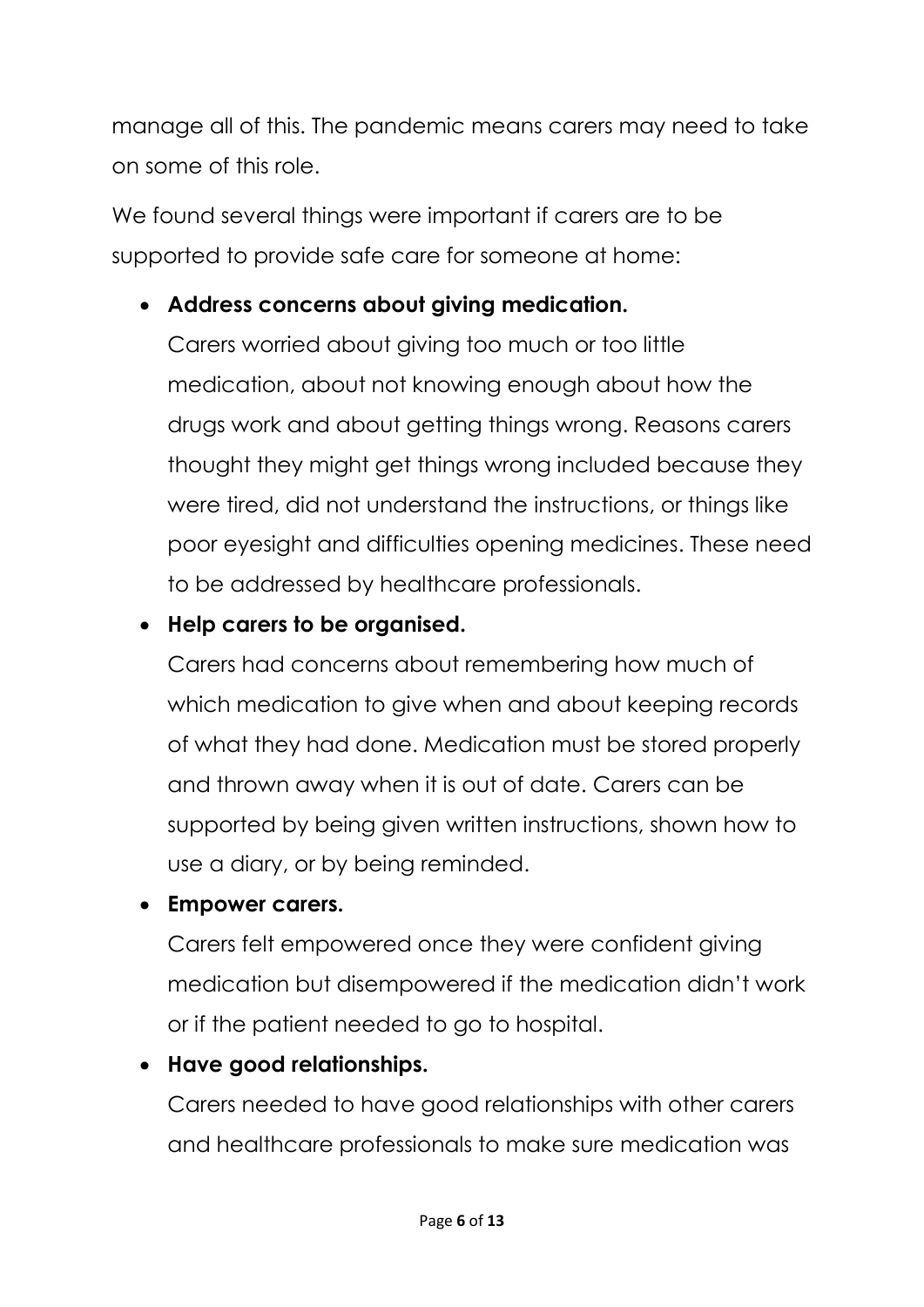manage all of this. The pandemic means carers may need to take on some of this role.

We found several things were important if carers are to be supported to provide safe care for someone at home:

- **Address concerns about giving medication.**
  Carers worried about giving too much or too little medication, about not knowing enough about how the drugs work and about getting things wrong. Reasons carers thought they might get things wrong included because they were tired, did not understand the instructions, or things like poor eyesight and difficulties opening medicines. These need to be addressed by healthcare professionals.
- **Help carers to be organised.**
  Carers had concerns about remembering how much of which medication to give when and about keeping records of what they had done. Medication must be stored properly and thrown away when it is out of date. Carers can be supported by being given written instructions, shown how to use a diary, or by being reminded.
- **Empower carers.**
  Carers felt empowered once they were confident giving medication but disempowered if the medication didn't work or if the patient needed to go to hospital.
- **Have good relationships.**
  Carers needed to have good relationships with other carers and healthcare professionals to make sure medication was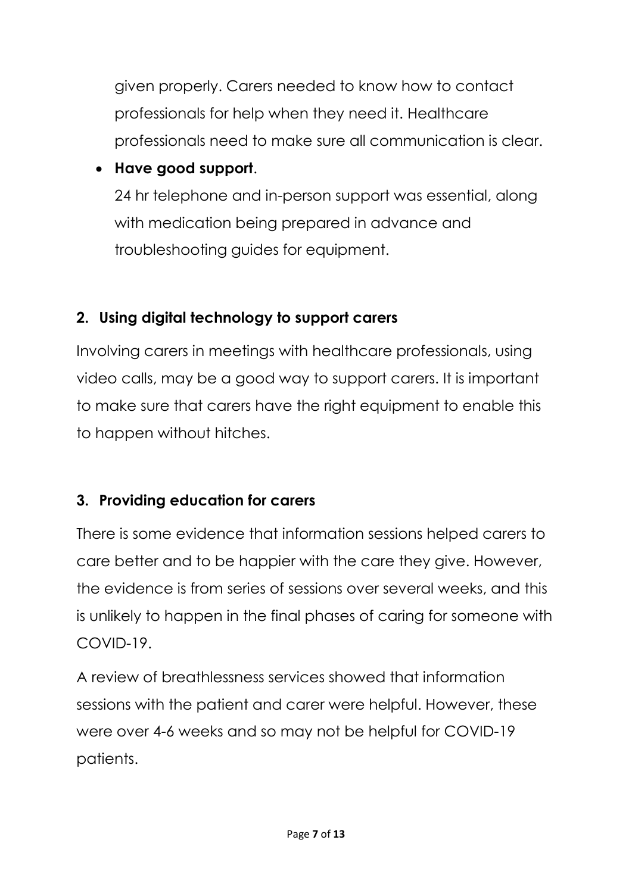given properly. Carers needed to know how to contact professionals for help when they need it. Healthcare professionals need to make sure all communication is clear.

- **Have good support**.

  24 hr telephone and in-person support was essential, along with medication being prepared in advance and troubleshooting guides for equipment.

## 2. Using digital technology to support carers

Involving carers in meetings with healthcare professionals, using video calls, may be a good way to support carers. It is important to make sure that carers have the right equipment to enable this to happen without hitches.

## 3. Providing education for carers

There is some evidence that information sessions helped carers to care better and to be happier with the care they give. However, the evidence is from series of sessions over several weeks, and this is unlikely to happen in the final phases of caring for someone with COVID-19.

A review of breathlessness services showed that information sessions with the patient and carer were helpful. However, these were over 4-6 weeks and so may not be helpful for COVID-19 patients.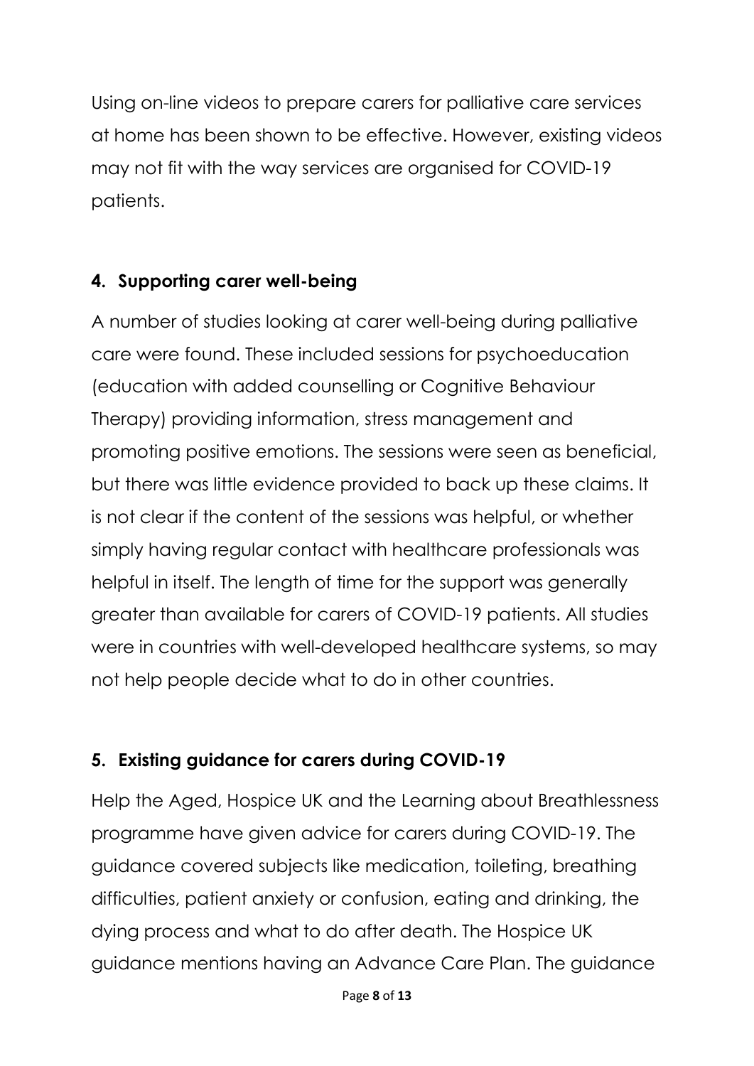Using on-line videos to prepare carers for palliative care services at home has been shown to be effective. However, existing videos may not fit with the way services are organised for COVID-19 patients.

## 4. Supporting carer well-being

A number of studies looking at carer well-being during palliative care were found. These included sessions for psychoeducation (education with added counselling or Cognitive Behaviour Therapy) providing information, stress management and promoting positive emotions. The sessions were seen as beneficial, but there was little evidence provided to back up these claims. It is not clear if the content of the sessions was helpful, or whether simply having regular contact with healthcare professionals was helpful in itself. The length of time for the support was generally greater than available for carers of COVID-19 patients. All studies were in countries with well-developed healthcare systems, so may not help people decide what to do in other countries.

## 5. Existing guidance for carers during COVID-19

Help the Aged, Hospice UK and the Learning about Breathlessness programme have given advice for carers during COVID-19. The guidance covered subjects like medication, toileting, breathing difficulties, patient anxiety or confusion, eating and drinking, the dying process and what to do after death. The Hospice UK guidance mentions having an Advance Care Plan. The guidance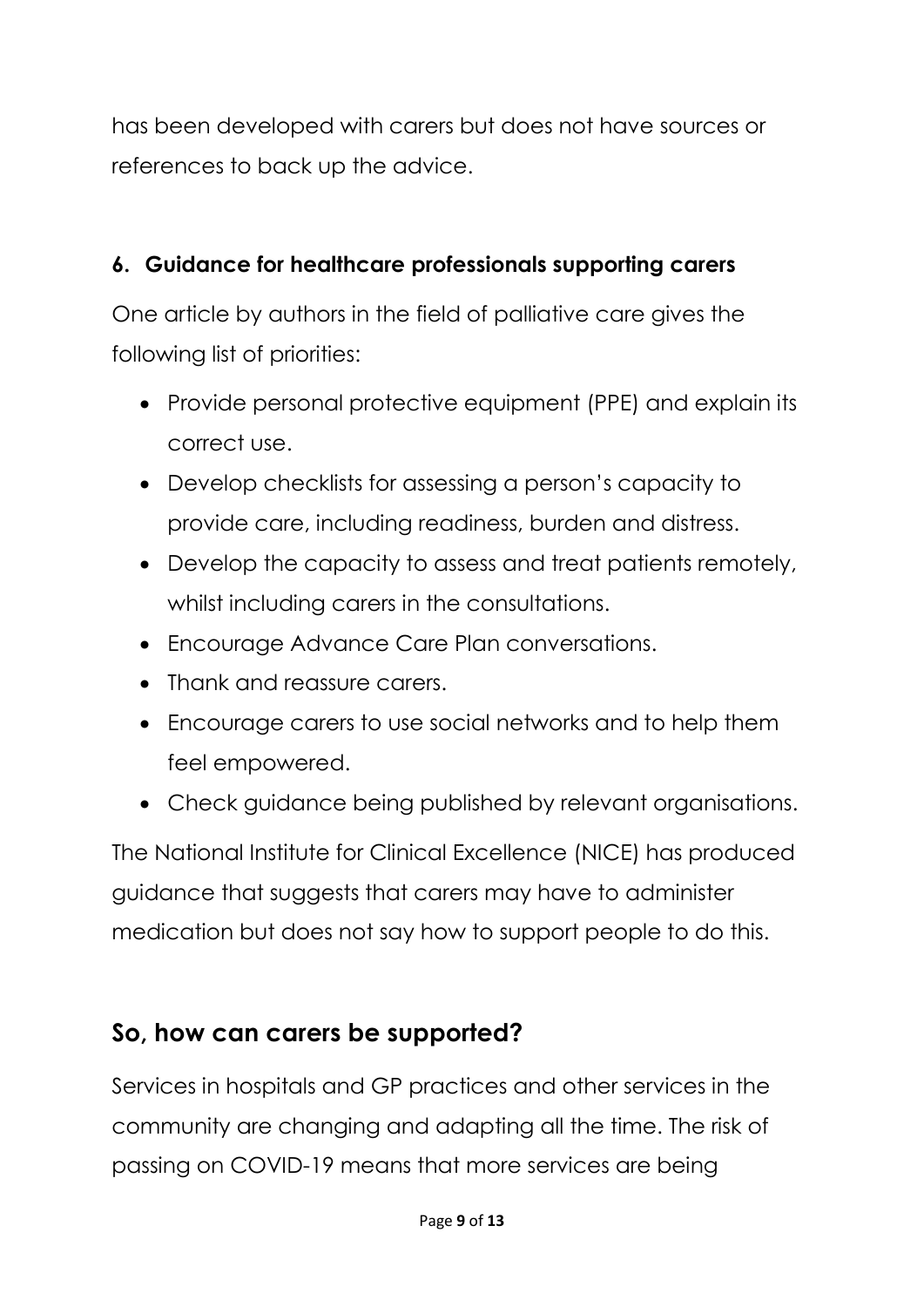has been developed with carers but does not have sources or references to back up the advice.

### 6. Guidance for healthcare professionals supporting carers

One article by authors in the field of palliative care gives the following list of priorities:

- Provide personal protective equipment (PPE) and explain its correct use.
- Develop checklists for assessing a person's capacity to provide care, including readiness, burden and distress.
- Develop the capacity to assess and treat patients remotely, whilst including carers in the consultations.
- Encourage Advance Care Plan conversations.
- Thank and reassure carers.
- Encourage carers to use social networks and to help them feel empowered.
- Check guidance being published by relevant organisations.

The National Institute for Clinical Excellence (NICE) has produced guidance that suggests that carers may have to administer medication but does not say how to support people to do this.

## So, how can carers be supported?

Services in hospitals and GP practices and other services in the community are changing and adapting all the time. The risk of passing on COVID-19 means that more services are being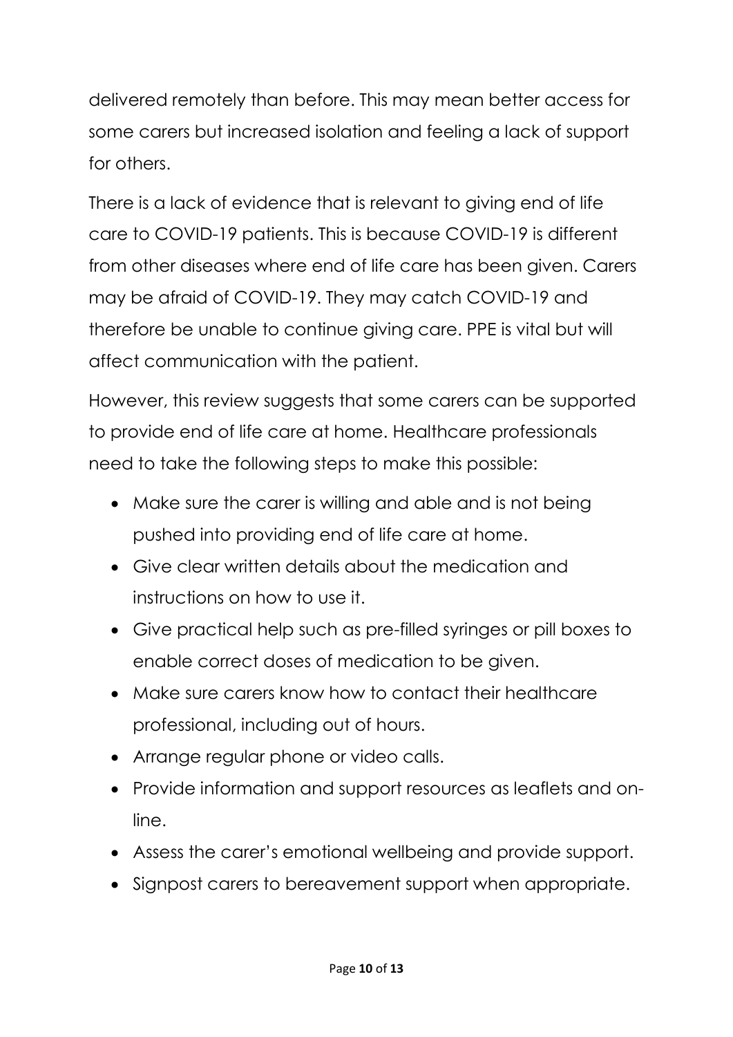delivered remotely than before. This may mean better access for some carers but increased isolation and feeling a lack of support for others.

There is a lack of evidence that is relevant to giving end of life care to COVID-19 patients. This is because COVID-19 is different from other diseases where end of life care has been given. Carers may be afraid of COVID-19. They may catch COVID-19 and therefore be unable to continue giving care. PPE is vital but will affect communication with the patient.

However, this review suggests that some carers can be supported to provide end of life care at home. Healthcare professionals need to take the following steps to make this possible:

- Make sure the carer is willing and able and is not being pushed into providing end of life care at home.
- Give clear written details about the medication and instructions on how to use it.
- Give practical help such as pre-filled syringes or pill boxes to enable correct doses of medication to be given.
- Make sure carers know how to contact their healthcare professional, including out of hours.
- Arrange regular phone or video calls.
- Provide information and support resources as leaflets and on-line.
- Assess the carer's emotional wellbeing and provide support.
- Signpost carers to bereavement support when appropriate.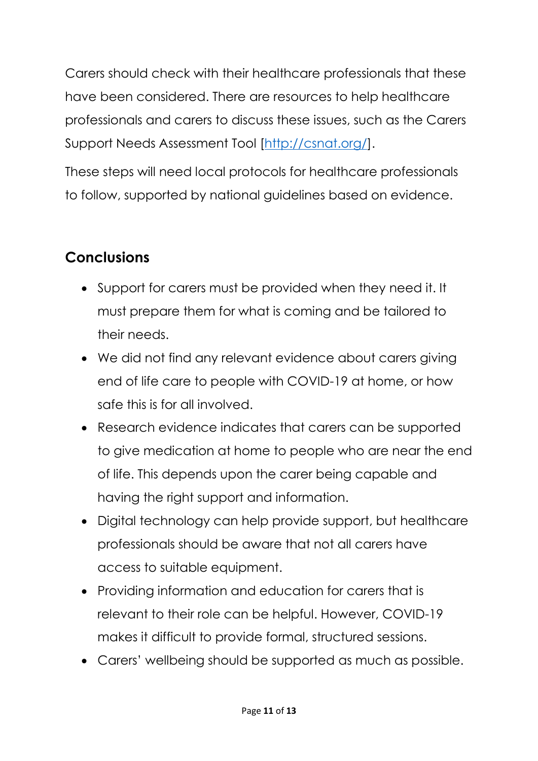Carers should check with their healthcare professionals that these have been considered. There are resources to help healthcare professionals and carers to discuss these issues, such as the Carers Support Needs Assessment Tool [http://csnat.org/].

These steps will need local protocols for healthcare professionals to follow, supported by national guidelines based on evidence.

## Conclusions

- Support for carers must be provided when they need it. It must prepare them for what is coming and be tailored to their needs.
- We did not find any relevant evidence about carers giving end of life care to people with COVID-19 at home, or how safe this is for all involved.
- Research evidence indicates that carers can be supported to give medication at home to people who are near the end of life. This depends upon the carer being capable and having the right support and information.
- Digital technology can help provide support, but healthcare professionals should be aware that not all carers have access to suitable equipment.
- Providing information and education for carers that is relevant to their role can be helpful. However, COVID-19 makes it difficult to provide formal, structured sessions.
- Carers' wellbeing should be supported as much as possible.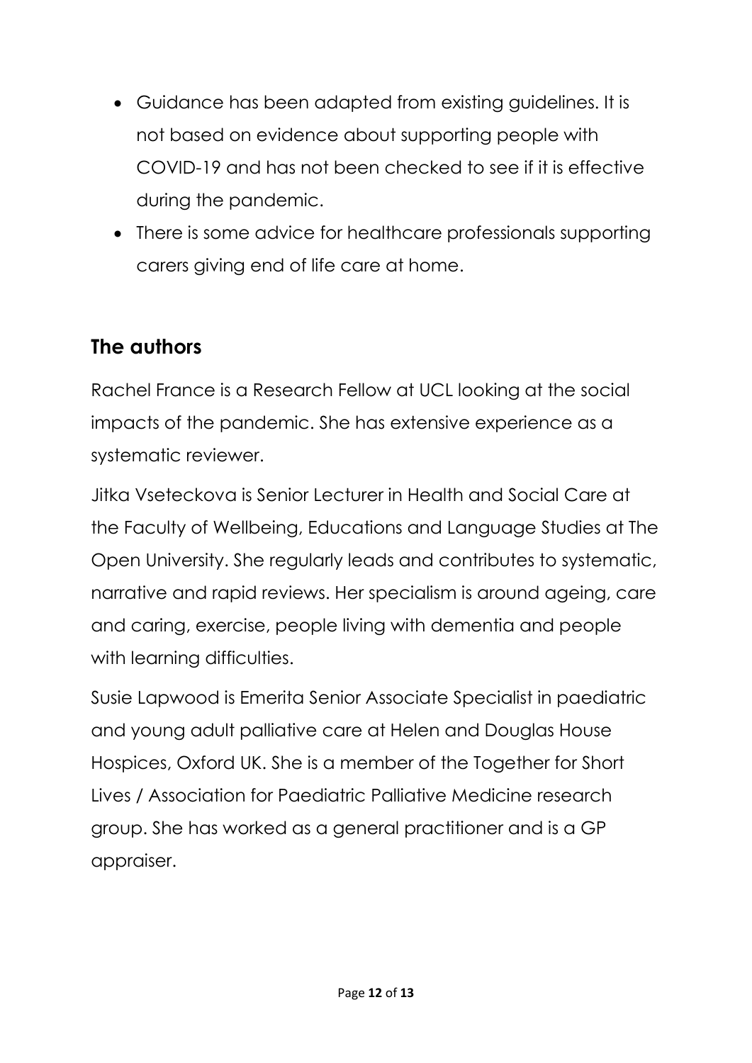- Guidance has been adapted from existing guidelines. It is not based on evidence about supporting people with COVID-19 and has not been checked to see if it is effective during the pandemic.
- There is some advice for healthcare professionals supporting carers giving end of life care at home.

## The authors

Rachel France is a Research Fellow at UCL looking at the social impacts of the pandemic. She has extensive experience as a systematic reviewer.

Jitka Vseteckova is Senior Lecturer in Health and Social Care at the Faculty of Wellbeing, Educations and Language Studies at The Open University. She regularly leads and contributes to systematic, narrative and rapid reviews. Her specialism is around ageing, care and caring, exercise, people living with dementia and people with learning difficulties.

Susie Lapwood is Emerita Senior Associate Specialist in paediatric and young adult palliative care at Helen and Douglas House Hospices, Oxford UK. She is a member of the Together for Short Lives / Association for Paediatric Palliative Medicine research group. She has worked as a general practitioner and is a GP appraiser.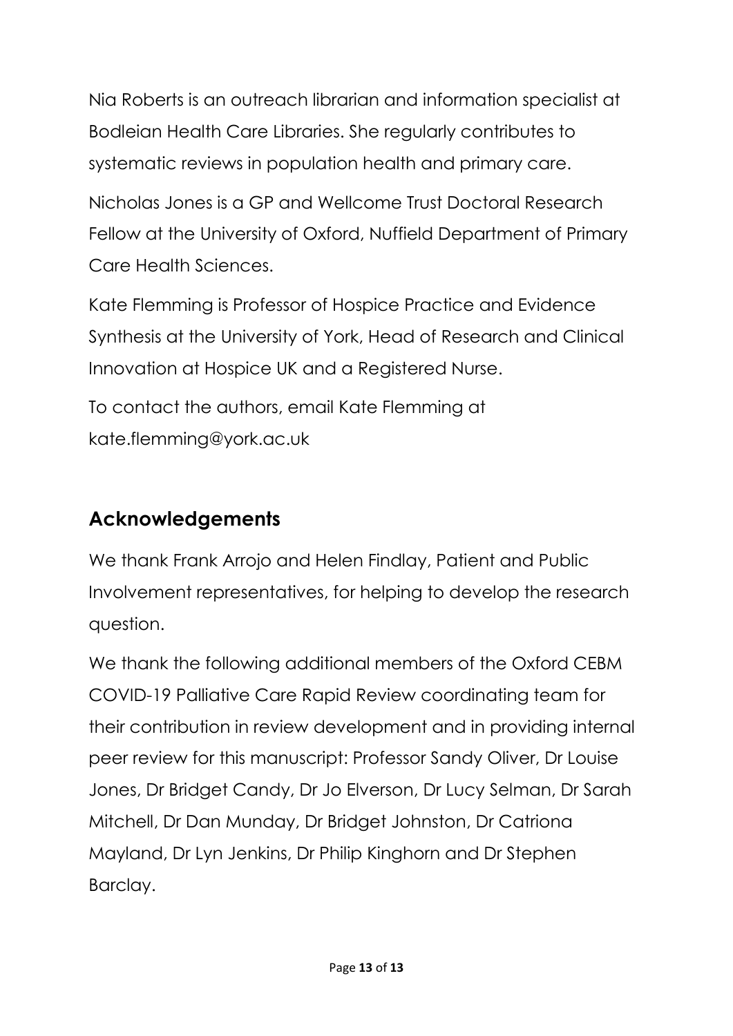Nia Roberts is an outreach librarian and information specialist at Bodleian Health Care Libraries. She regularly contributes to systematic reviews in population health and primary care.

Nicholas Jones is a GP and Wellcome Trust Doctoral Research Fellow at the University of Oxford, Nuffield Department of Primary Care Health Sciences.

Kate Flemming is Professor of Hospice Practice and Evidence Synthesis at the University of York, Head of Research and Clinical Innovation at Hospice UK and a Registered Nurse.

To contact the authors, email Kate Flemming at kate.flemming@york.ac.uk

## Acknowledgements

We thank Frank Arrojo and Helen Findlay, Patient and Public Involvement representatives, for helping to develop the research question.

We thank the following additional members of the Oxford CEBM COVID-19 Palliative Care Rapid Review coordinating team for their contribution in review development and in providing internal peer review for this manuscript: Professor Sandy Oliver, Dr Louise Jones, Dr Bridget Candy, Dr Jo Elverson, Dr Lucy Selman, Dr Sarah Mitchell, Dr Dan Munday, Dr Bridget Johnston, Dr Catriona Mayland, Dr Lyn Jenkins, Dr Philip Kinghorn and Dr Stephen Barclay.